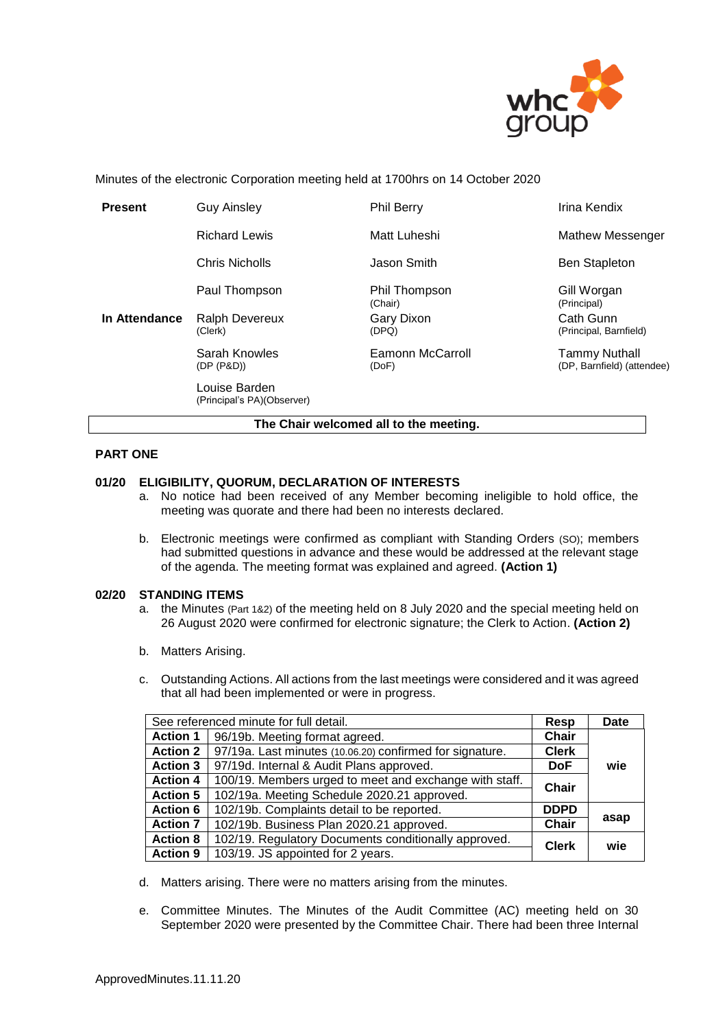Minutes of the electronic Corporation meeting held at 1700hrs on 14 October 2020

| | | | |
|---|---|---|---|
| **Present** | Guy Ainsley | Phil Berry | Irina Kendix |
| | Richard Lewis | Matt Luheshi | Mathew Messenger |
| | Chris Nicholls | Jason Smith | Ben Stapleton |
| | Paul Thompson | Phil Thompson (Chair) | Gill Worgan (Principal) |
| **In Attendance** | Ralph Devereux (Clerk) | Gary Dixon (DPQ) | Cath Gunn (Principal, Barnfield) |
| | Sarah Knowles (DP (P&D)) | Eamonn McCarroll (DoF) | Tammy Nuthall (DP, Barnfield) (attendee) |
| | Louise Barden (Principal's PA)(Observer) | | |

**The Chair welcomed all to the meeting.**

## PART ONE

### 01/20 ELIGIBILITY, QUORUM, DECLARATION OF INTERESTS

a. No notice had been received of any Member becoming ineligible to hold office, the meeting was quorate and there had been no interests declared.

b. Electronic meetings were confirmed as compliant with Standing Orders (SO); members had submitted questions in advance and these would be addressed at the relevant stage of the agenda. The meeting format was explained and agreed. **(Action 1)**

### 02/20 STANDING ITEMS

a. the Minutes (Part 1&2) of the meeting held on 8 July 2020 and the special meeting held on 26 August 2020 were confirmed for electronic signature; the Clerk to Action. **(Action 2)**

b. Matters Arising.

c. Outstanding Actions. All actions from the last meetings were considered and it was agreed that all had been implemented or were in progress.

| See referenced minute for full detail. | | Resp | Date |
|---|---|---|---|
| **Action 1** | 96/19b. Meeting format agreed. | **Chair** | **wie** |
| **Action 2** | 97/19a. Last minutes (10.06.20) confirmed for signature. | **Clerk** | |
| **Action 3** | 97/19d. Internal & Audit Plans approved. | **DoF** | |
| **Action 4** | 100/19. Members urged to meet and exchange with staff. | **Chair** | |
| **Action 5** | 102/19a. Meeting Schedule 2020.21 approved. | | |
| **Action 6** | 102/19b. Complaints detail to be reported. | **DDPD** | **asap** |
| **Action 7** | 102/19b. Business Plan 2020.21 approved. | **Chair** | |
| **Action 8** | 102/19. Regulatory Documents conditionally approved. | **Clerk** | **wie** |
| **Action 9** | 103/19. JS appointed for 2 years. | | |

d. Matters arising. There were no matters arising from the minutes.

e. Committee Minutes. The Minutes of the Audit Committee (AC) meeting held on 30 September 2020 were presented by the Committee Chair. There had been three Internal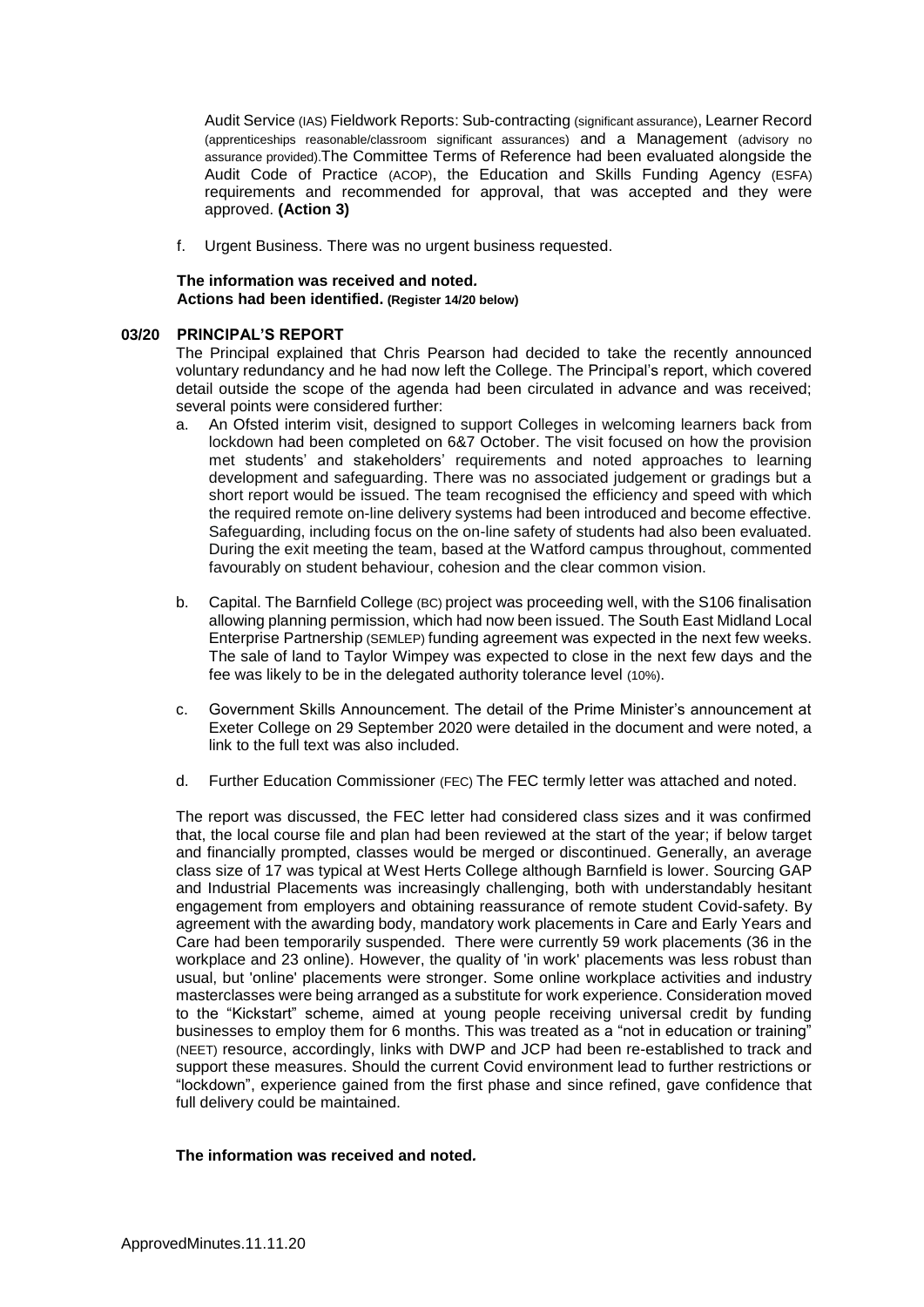Audit Service (IAS) Fieldwork Reports: Sub-contracting (significant assurance), Learner Record (apprenticeships reasonable/classroom significant assurances) and a Management (advisory no assurance provided).The Committee Terms of Reference had been evaluated alongside the Audit Code of Practice (ACOP), the Education and Skills Funding Agency (ESFA) requirements and recommended for approval, that was accepted and they were approved. **(Action 3)**

f. Urgent Business. There was no urgent business requested.

**The information was received and noted.**
**Actions had been identified. (Register 14/20 below)**

**03/20 PRINCIPAL'S REPORT**

The Principal explained that Chris Pearson had decided to take the recently announced voluntary redundancy and he had now left the College. The Principal's report, which covered detail outside the scope of the agenda had been circulated in advance and was received; several points were considered further:

a. An Ofsted interim visit, designed to support Colleges in welcoming learners back from lockdown had been completed on 6&7 October. The visit focused on how the provision met students' and stakeholders' requirements and noted approaches to learning development and safeguarding. There was no associated judgement or gradings but a short report would be issued. The team recognised the efficiency and speed with which the required remote on-line delivery systems had been introduced and become effective. Safeguarding, including focus on the on-line safety of students had also been evaluated. During the exit meeting the team, based at the Watford campus throughout, commented favourably on student behaviour, cohesion and the clear common vision.

b. Capital. The Barnfield College (BC) project was proceeding well, with the S106 finalisation allowing planning permission, which had now been issued. The South East Midland Local Enterprise Partnership (SEMLEP) funding agreement was expected in the next few weeks. The sale of land to Taylor Wimpey was expected to close in the next few days and the fee was likely to be in the delegated authority tolerance level (10%).

c. Government Skills Announcement. The detail of the Prime Minister's announcement at Exeter College on 29 September 2020 were detailed in the document and were noted, a link to the full text was also included.

d. Further Education Commissioner (FEC) The FEC termly letter was attached and noted.

The report was discussed, the FEC letter had considered class sizes and it was confirmed that, the local course file and plan had been reviewed at the start of the year; if below target and financially prompted, classes would be merged or discontinued. Generally, an average class size of 17 was typical at West Herts College although Barnfield is lower. Sourcing GAP and Industrial Placements was increasingly challenging, both with understandably hesitant engagement from employers and obtaining reassurance of remote student Covid-safety. By agreement with the awarding body, mandatory work placements in Care and Early Years and Care had been temporarily suspended. There were currently 59 work placements (36 in the workplace and 23 online). However, the quality of 'in work' placements was less robust than usual, but 'online' placements were stronger. Some online workplace activities and industry masterclasses were being arranged as a substitute for work experience. Consideration moved to the "Kickstart" scheme, aimed at young people receiving universal credit by funding businesses to employ them for 6 months. This was treated as a "not in education or training" (NEET) resource, accordingly, links with DWP and JCP had been re-established to track and support these measures. Should the current Covid environment lead to further restrictions or "lockdown", experience gained from the first phase and since refined, gave confidence that full delivery could be maintained.

**The information was received and noted.**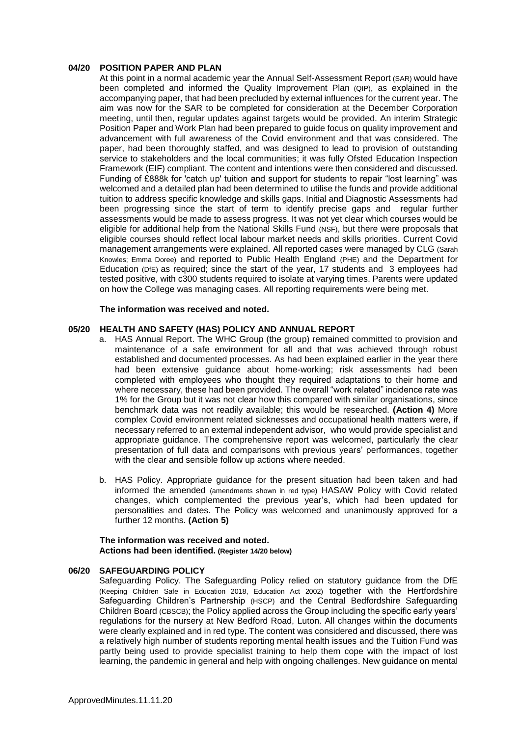## 04/20 POSITION PAPER AND PLAN

At this point in a normal academic year the Annual Self-Assessment Report (SAR) would have been completed and informed the Quality Improvement Plan (QIP), as explained in the accompanying paper, that had been precluded by external influences for the current year. The aim was now for the SAR to be completed for consideration at the December Corporation meeting, until then, regular updates against targets would be provided. An interim Strategic Position Paper and Work Plan had been prepared to guide focus on quality improvement and advancement with full awareness of the Covid environment and that was considered. The paper, had been thoroughly staffed, and was designed to lead to provision of outstanding service to stakeholders and the local communities; it was fully Ofsted Education Inspection Framework (EIF) compliant. The content and intentions were then considered and discussed. Funding of £888k for 'catch up' tuition and support for students to repair "lost learning" was welcomed and a detailed plan had been determined to utilise the funds and provide additional tuition to address specific knowledge and skills gaps. Initial and Diagnostic Assessments had been progressing since the start of term to identify precise gaps and regular further assessments would be made to assess progress. It was not yet clear which courses would be eligible for additional help from the National Skills Fund (NSF), but there were proposals that eligible courses should reflect local labour market needs and skills priorities. Current Covid management arrangements were explained. All reported cases were managed by CLG (Sarah Knowles; Emma Doree) and reported to Public Health England (PHE) and the Department for Education (DfE) as required; since the start of the year, 17 students and 3 employees had tested positive, with c300 students required to isolate at varying times. Parents were updated on how the College was managing cases. All reporting requirements were being met.

**The information was received and noted.**

## 05/20 HEALTH AND SAFETY (HAS) POLICY AND ANNUAL REPORT

a. HAS Annual Report. The WHC Group (the group) remained committed to provision and maintenance of a safe environment for all and that was achieved through robust established and documented processes. As had been explained earlier in the year there had been extensive guidance about home-working; risk assessments had been completed with employees who thought they required adaptations to their home and where necessary, these had been provided. The overall "work related" incidence rate was 1% for the Group but it was not clear how this compared with similar organisations, since benchmark data was not readily available; this would be researched. **(Action 4)** More complex Covid environment related sicknesses and occupational health matters were, if necessary referred to an external independent advisor, who would provide specialist and appropriate guidance. The comprehensive report was welcomed, particularly the clear presentation of full data and comparisons with previous years' performances, together with the clear and sensible follow up actions where needed.

b. HAS Policy. Appropriate guidance for the present situation had been taken and had informed the amended (amendments shown in red type) HASAW Policy with Covid related changes, which complemented the previous year's, which had been updated for personalities and dates. The Policy was welcomed and unanimously approved for a further 12 months. **(Action 5)**

**The information was received and noted.**
**Actions had been identified.** **(Register 14/20 below)**

## 06/20 SAFEGUARDING POLICY

Safeguarding Policy. The Safeguarding Policy relied on statutory guidance from the DfE (Keeping Children Safe in Education 2018, Education Act 2002) together with the Hertfordshire Safeguarding Children's Partnership (HSCP) and the Central Bedfordshire Safeguarding Children Board (CBSCB); the Policy applied across the Group including the specific early years' regulations for the nursery at New Bedford Road, Luton. All changes within the documents were clearly explained and in red type. The content was considered and discussed, there was a relatively high number of students reporting mental health issues and the Tuition Fund was partly being used to provide specialist training to help them cope with the impact of lost learning, the pandemic in general and help with ongoing challenges. New guidance on mental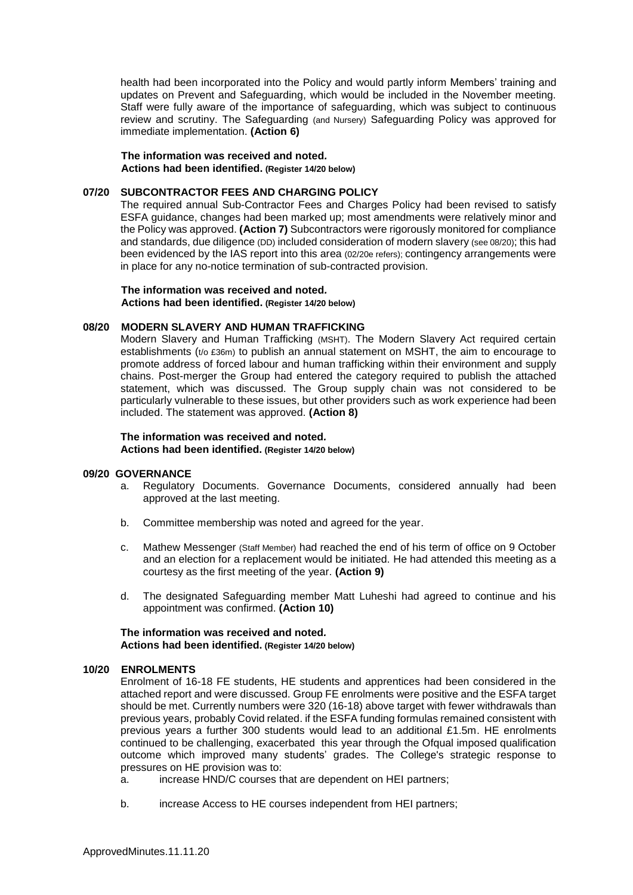health had been incorporated into the Policy and would partly inform Members' training and updates on Prevent and Safeguarding, which would be included in the November meeting. Staff were fully aware of the importance of safeguarding, which was subject to continuous review and scrutiny. The Safeguarding (and Nursery) Safeguarding Policy was approved for immediate implementation. **(Action 6)**

**The information was received and noted.**
**Actions had been identified. (Register 14/20 below)**

## 07/20 SUBCONTRACTOR FEES AND CHARGING POLICY

The required annual Sub-Contractor Fees and Charges Policy had been revised to satisfy ESFA guidance, changes had been marked up; most amendments were relatively minor and the Policy was approved. **(Action 7)** Subcontractors were rigorously monitored for compliance and standards, due diligence (DD) included consideration of modern slavery (see 08/20); this had been evidenced by the IAS report into this area (02/20e refers); contingency arrangements were in place for any no-notice termination of sub-contracted provision.

**The information was received and noted.**
**Actions had been identified. (Register 14/20 below)**

## 08/20 MODERN SLAVERY AND HUMAN TRAFFICKING

Modern Slavery and Human Trafficking (MSHT). The Modern Slavery Act required certain establishments (t/o £36m) to publish an annual statement on MSHT, the aim to encourage to promote address of forced labour and human trafficking within their environment and supply chains. Post-merger the Group had entered the category required to publish the attached statement, which was discussed. The Group supply chain was not considered to be particularly vulnerable to these issues, but other providers such as work experience had been included. The statement was approved. **(Action 8)**

**The information was received and noted.**
**Actions had been identified. (Register 14/20 below)**

## 09/20 GOVERNANCE

a. Regulatory Documents. Governance Documents, considered annually had been approved at the last meeting.

b. Committee membership was noted and agreed for the year.

c. Mathew Messenger (Staff Member) had reached the end of his term of office on 9 October and an election for a replacement would be initiated. He had attended this meeting as a courtesy as the first meeting of the year. **(Action 9)**

d. The designated Safeguarding member Matt Luheshi had agreed to continue and his appointment was confirmed. **(Action 10)**

**The information was received and noted.**
**Actions had been identified. (Register 14/20 below)**

## 10/20 ENROLMENTS

Enrolment of 16-18 FE students, HE students and apprentices had been considered in the attached report and were discussed. Group FE enrolments were positive and the ESFA target should be met. Currently numbers were 320 (16-18) above target with fewer withdrawals than previous years, probably Covid related. if the ESFA funding formulas remained consistent with previous years a further 300 students would lead to an additional £1.5m. HE enrolments continued to be challenging, exacerbated this year through the Ofqual imposed qualification outcome which improved many students' grades. The College's strategic response to pressures on HE provision was to:

a. increase HND/C courses that are dependent on HEI partners;

b. increase Access to HE courses independent from HEI partners;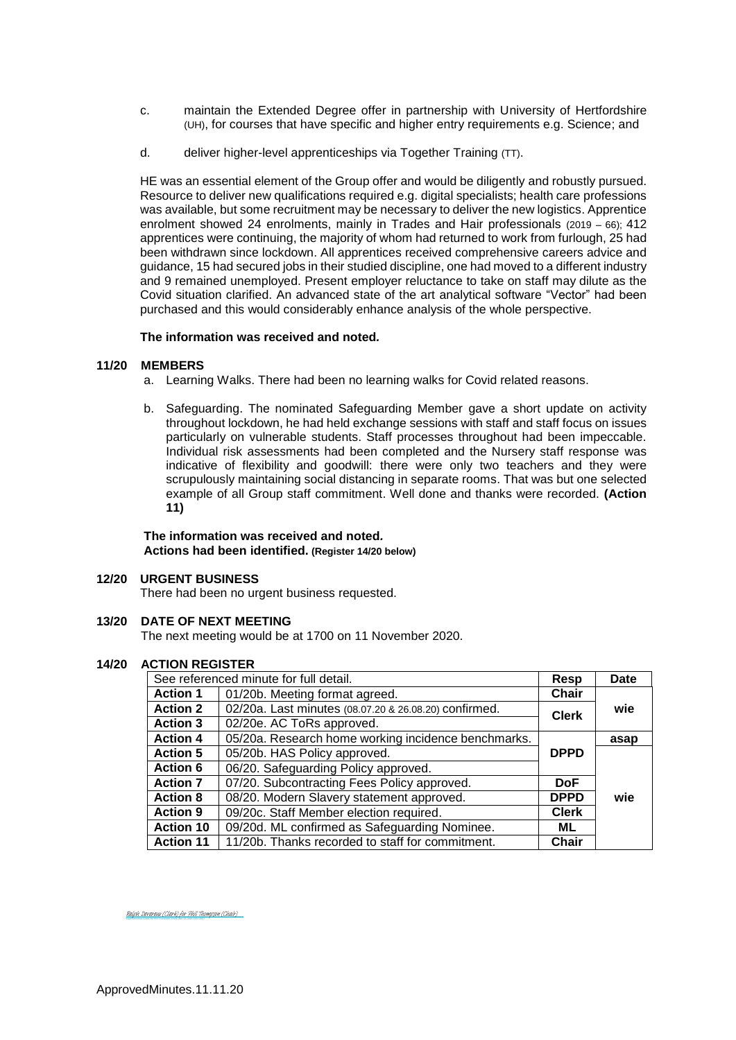c. maintain the Extended Degree offer in partnership with University of Hertfordshire (UH), for courses that have specific and higher entry requirements e.g. Science; and

d. deliver higher-level apprenticeships via Together Training (TT).

HE was an essential element of the Group offer and would be diligently and robustly pursued. Resource to deliver new qualifications required e.g. digital specialists; health care professions was available, but some recruitment may be necessary to deliver the new logistics. Apprentice enrolment showed 24 enrolments, mainly in Trades and Hair professionals (2019 – 66); 412 apprentices were continuing, the majority of whom had returned to work from furlough, 25 had been withdrawn since lockdown. All apprentices received comprehensive careers advice and guidance, 15 had secured jobs in their studied discipline, one had moved to a different industry and 9 remained unemployed. Present employer reluctance to take on staff may dilute as the Covid situation clarified. An advanced state of the art analytical software "Vector" had been purchased and this would considerably enhance analysis of the whole perspective.

**The information was received and noted.**

## 11/20 MEMBERS

a. Learning Walks. There had been no learning walks for Covid related reasons.

b. Safeguarding. The nominated Safeguarding Member gave a short update on activity throughout lockdown, he had held exchange sessions with staff and staff focus on issues particularly on vulnerable students. Staff processes throughout had been impeccable. Individual risk assessments had been completed and the Nursery staff response was indicative of flexibility and goodwill: there were only two teachers and they were scrupulously maintaining social distancing in separate rooms. That was but one selected example of all Group staff commitment. Well done and thanks were recorded. **(Action 11)**

**The information was received and noted.**
**Actions had been identified. (Register 14/20 below)**

## 12/20 URGENT BUSINESS

There had been no urgent business requested.

## 13/20 DATE OF NEXT MEETING

The next meeting would be at 1700 on 11 November 2020.

## 14/20 ACTION REGISTER

| See referenced minute for full detail. | | Resp | Date |
|---|---|---|---|
| **Action 1** | 01/20b. Meeting format agreed. | **Chair** | wie |
| **Action 2** | 02/20a. Last minutes (08.07.20 & 26.08.20) confirmed. | **Clerk** | |
| **Action 3** | 02/20e. AC ToRs approved. | | |
| **Action 4** | 05/20a. Research home working incidence benchmarks. | **DPPD** | **asap** |
| **Action 5** | 05/20b. HAS Policy approved. | | wie |
| **Action 6** | 06/20. Safeguarding Policy approved. | | |
| **Action 7** | 07/20. Subcontracting Fees Policy approved. | **DoF** | |
| **Action 8** | 08/20. Modern Slavery statement approved. | **DPPD** | |
| **Action 9** | 09/20c. Staff Member election required. | **Clerk** | |
| **Action 10** | 09/20d. ML confirmed as Safeguarding Nominee. | **ML** | |
| **Action 11** | 11/20b. Thanks recorded to staff for commitment. | **Chair** | |

Ralph Devereux (Clerk) for Phil Thompson (Chair)

ApprovedMinutes.11.11.20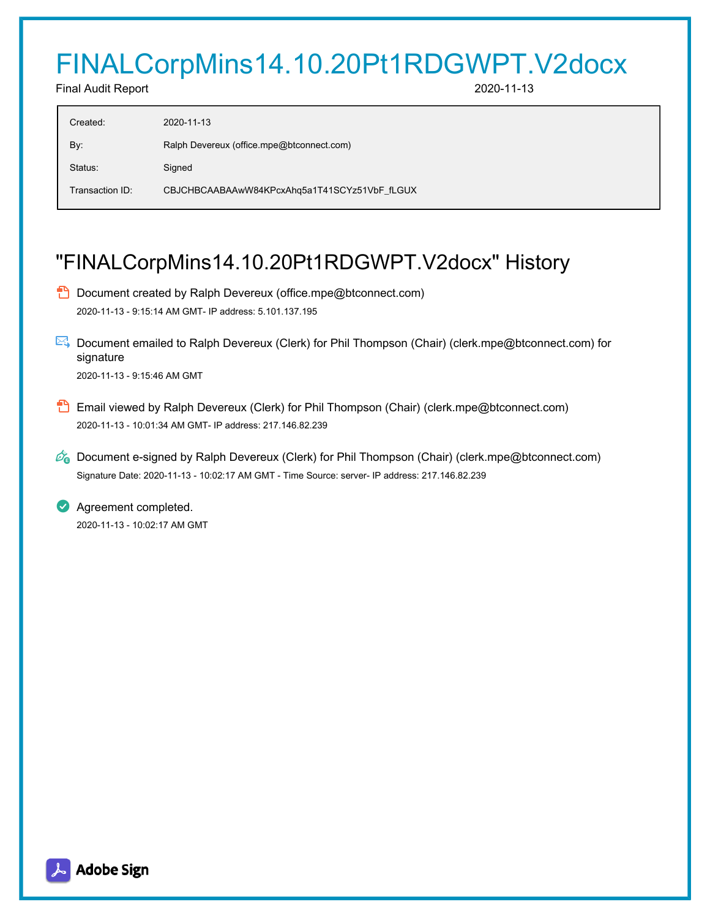# FINALCorpMins14.10.20Pt1RDGWPT.V2docx

Final Audit Report 2020-11-13

| | |
|---|---|
| Created: | 2020-11-13 |
| By: | Ralph Devereux (office.mpe@btconnect.com) |
| Status: | Signed |
| Transaction ID: | CBJCHBCAABAAwW84KPcxAhq5a1T41SCYz51VbF_fLGUX |

## "FINALCorpMins14.10.20Pt1RDGWPT.V2docx" History

- Document created by Ralph Devereux (office.mpe@btconnect.com)
  2020-11-13 - 9:15:14 AM GMT- IP address: 5.101.137.195

- Document emailed to Ralph Devereux (Clerk) for Phil Thompson (Chair) (clerk.mpe@btconnect.com) for signature
  2020-11-13 - 9:15:46 AM GMT

- Email viewed by Ralph Devereux (Clerk) for Phil Thompson (Chair) (clerk.mpe@btconnect.com)
  2020-11-13 - 10:01:34 AM GMT- IP address: 217.146.82.239

- Document e-signed by Ralph Devereux (Clerk) for Phil Thompson (Chair) (clerk.mpe@btconnect.com)
  Signature Date: 2020-11-13 - 10:02:17 AM GMT - Time Source: server- IP address: 217.146.82.239

- Agreement completed.
  2020-11-13 - 10:02:17 AM GMT

Adobe Sign